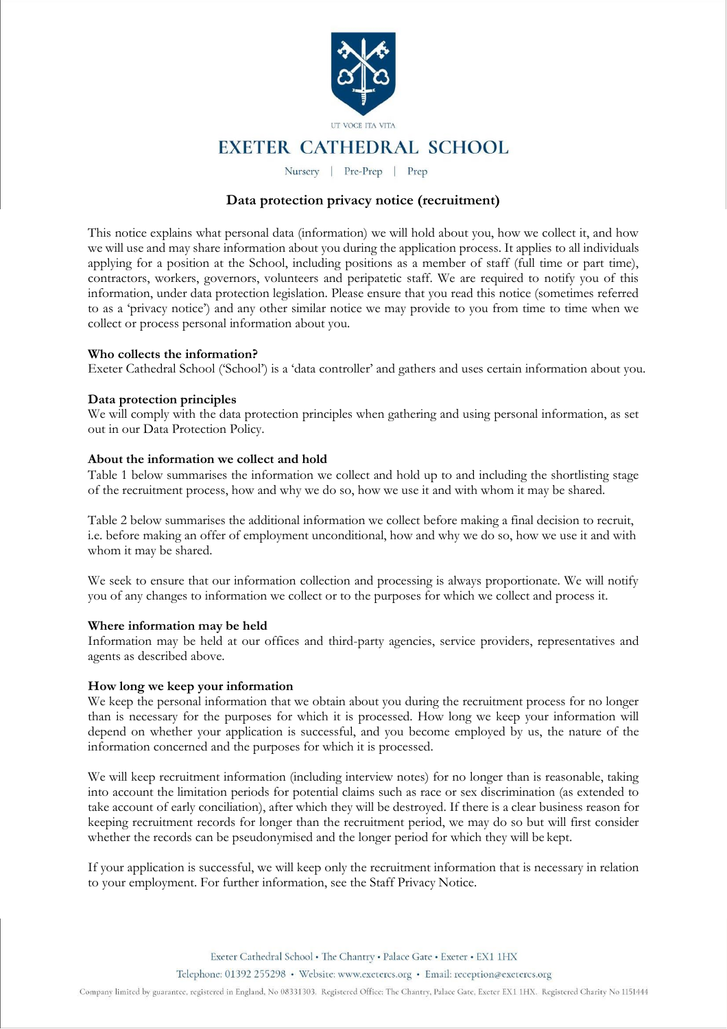UT VOCE ITA VITA

# EXETER CATHEDRAL SCHOOL

Nursery | Pre-Prep | Prep

## Data protection privacy notice (recruitment)

This notice explains what personal data (information) we will hold about you, how we collect it, and how we will use and may share information about you during the application process. It applies to all individuals applying for a position at the School, including positions as a member of staff (full time or part time), contractors, workers, governors, volunteers and peripatetic staff. We are required to notify you of this information, under data protection legislation. Please ensure that you read this notice (sometimes referred to as a 'privacy notice') and any other similar notice we may provide to you from time to time when we collect or process personal information about you.

**Who collects the information?**

Exeter Cathedral School ('School') is a 'data controller' and gathers and uses certain information about you.

**Data protection principles**

We will comply with the data protection principles when gathering and using personal information, as set out in our Data Protection Policy.

**About the information we collect and hold**

Table 1 below summarises the information we collect and hold up to and including the shortlisting stage of the recruitment process, how and why we do so, how we use it and with whom it may be shared.

Table 2 below summarises the additional information we collect before making a final decision to recruit, i.e. before making an offer of employment unconditional, how and why we do so, how we use it and with whom it may be shared.

We seek to ensure that our information collection and processing is always proportionate. We will notify you of any changes to information we collect or to the purposes for which we collect and process it.

**Where information may be held**

Information may be held at our offices and third-party agencies, service providers, representatives and agents as described above.

**How long we keep your information**

We keep the personal information that we obtain about you during the recruitment process for no longer than is necessary for the purposes for which it is processed. How long we keep your information will depend on whether your application is successful, and you become employed by us, the nature of the information concerned and the purposes for which it is processed.

We will keep recruitment information (including interview notes) for no longer than is reasonable, taking into account the limitation periods for potential claims such as race or sex discrimination (as extended to take account of early conciliation), after which they will be destroyed. If there is a clear business reason for keeping recruitment records for longer than the recruitment period, we may do so but will first consider whether the records can be pseudonymised and the longer period for which they will be kept.

If your application is successful, we will keep only the recruitment information that is necessary in relation to your employment. For further information, see the Staff Privacy Notice.

Exeter Cathedral School • The Chantry • Palace Gate • Exeter • EX1 1HX
Telephone: 01392 255298 • Website: www.exetercs.org • Email: reception@exetercs.org
Company limited by guarantee, registered in England, No 08331303. Registered Office: The Chantry, Palace Gate, Exeter EX1 1HX. Registered Charity No 1151444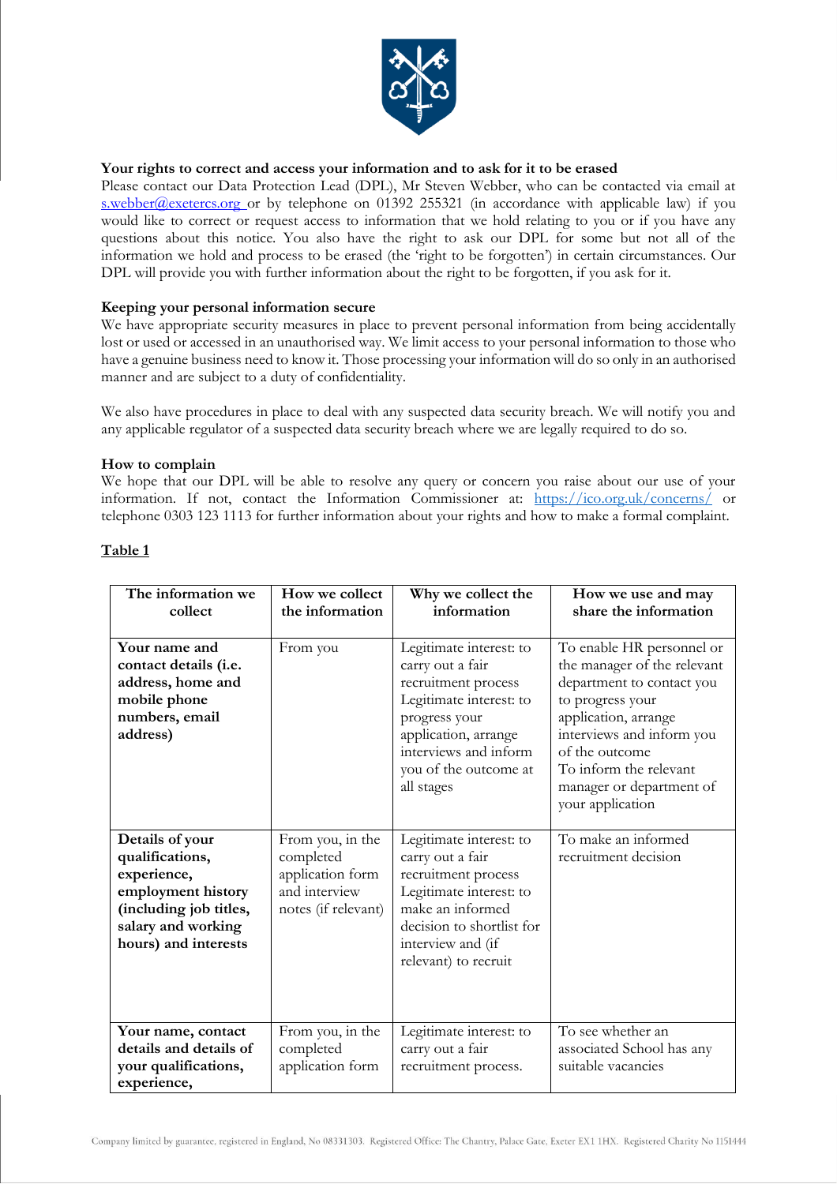**Your rights to correct and access your information and to ask for it to be erased**

Please contact our Data Protection Lead (DPL), Mr Steven Webber, who can be contacted via email at [s.webber@exetercs.org](mailto:s.webber@exetercs.org) or by telephone on 01392 255321 (in accordance with applicable law) if you would like to correct or request access to information that we hold relating to you or if you have any questions about this notice. You also have the right to ask our DPL for some but not all of the information we hold and process to be erased (the 'right to be forgotten') in certain circumstances. Our DPL will provide you with further information about the right to be forgotten, if you ask for it.

**Keeping your personal information secure**

We have appropriate security measures in place to prevent personal information from being accidentally lost or used or accessed in an unauthorised way. We limit access to your personal information to those who have a genuine business need to know it. Those processing your information will do so only in an authorised manner and are subject to a duty of confidentiality.

We also have procedures in place to deal with any suspected data security breach. We will notify you and any applicable regulator of a suspected data security breach where we are legally required to do so.

**How to complain**

We hope that our DPL will be able to resolve any query or concern you raise about our use of your information. If not, contact the Information Commissioner at: [https://ico.org.uk/concerns/](https://ico.org.uk/concerns/) or telephone 0303 123 1113 for further information about your rights and how to make a formal complaint.

**<u>Table 1</u>**

| The information we collect | How we collect the information | Why we collect the information | How we use and may share the information |
|---|---|---|---|
| **Your name and contact details (i.e. address, home and mobile phone numbers, email address)** | From you | Legitimate interest: to carry out a fair recruitment process<br>Legitimate interest: to progress your application, arrange interviews and inform you of the outcome at all stages | To enable HR personnel or the manager of the relevant department to contact you to progress your application, arrange interviews and inform you of the outcome<br>To inform the relevant manager or department of your application |
| **Details of your qualifications, experience, employment history (including job titles, salary and working hours) and interests** | From you, in the completed application form and interview notes (if relevant) | Legitimate interest: to carry out a fair recruitment process<br>Legitimate interest: to make an informed decision to shortlist for interview and (if relevant) to recruit | To make an informed recruitment decision |
| **Your name, contact details and details of your qualifications, experience,** | From you, in the completed application form | Legitimate interest: to carry out a fair recruitment process. | To see whether an associated School has any suitable vacancies |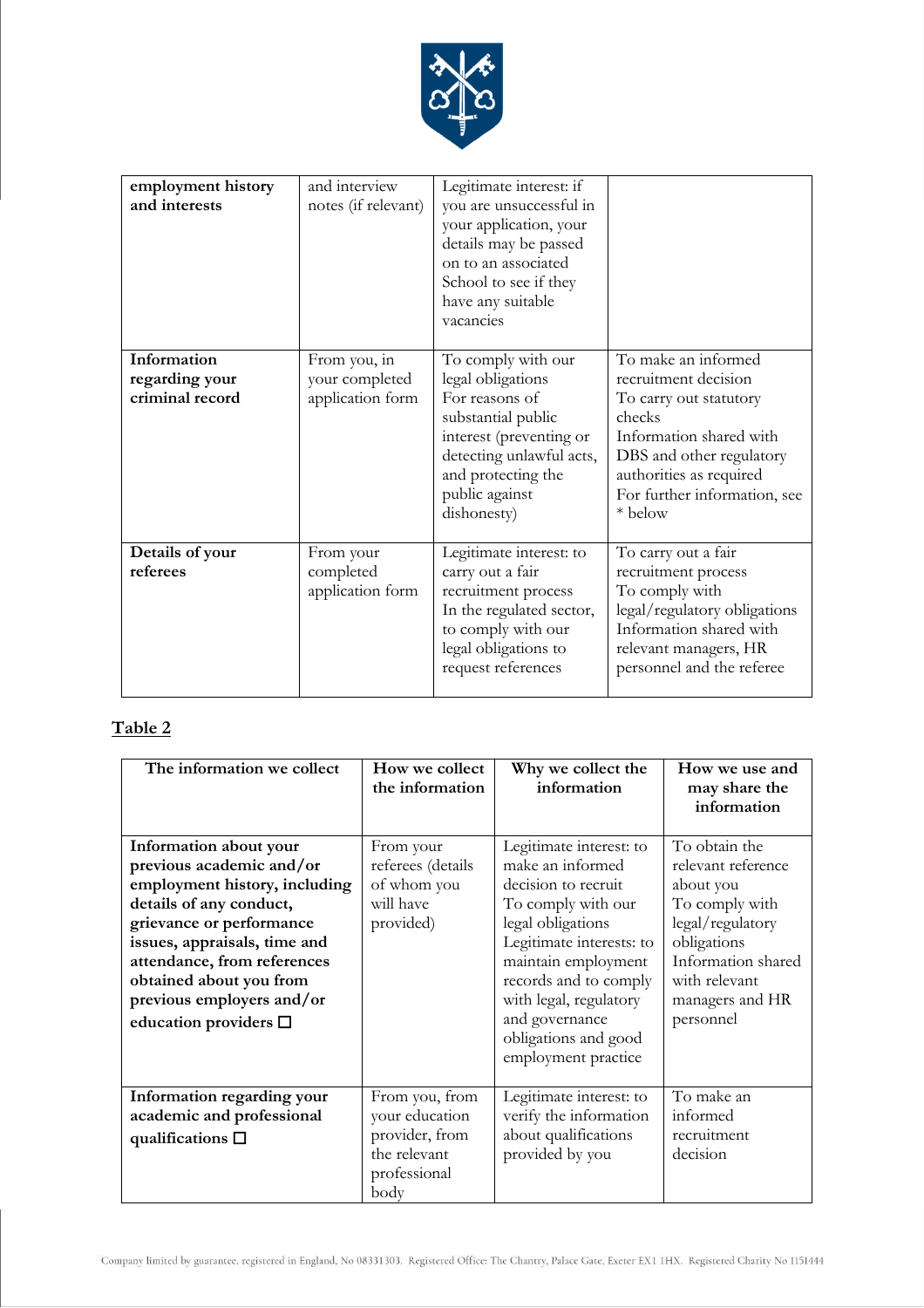| employment history and interests | and interview notes (if relevant) | Legitimate interest: if you are unsuccessful in your application, your details may be passed on to an associated School to see if they have any suitable vacancies | |
|---|---|---|---|
| **Information regarding your criminal record** | From you, in your completed application form | To comply with our legal obligations<br>For reasons of substantial public interest (preventing or detecting unlawful acts, and protecting the public against dishonesty) | To make an informed recruitment decision<br>To carry out statutory checks<br>Information shared with DBS and other regulatory authorities as required<br>For further information, see * below |
| **Details of your referees** | From your completed application form | Legitimate interest: to carry out a fair recruitment process<br>In the regulated sector, to comply with our legal obligations to request references | To carry out a fair recruitment process<br>To comply with legal/regulatory obligations<br>Information shared with relevant managers, HR personnel and the referee |

**Table 2**

| The information we collect | How we collect the information | Why we collect the information | How we use and may share the information |
|---|---|---|---|
| **Information about your previous academic and/or employment history, including details of any conduct, grievance or performance issues, appraisals, time and attendance, from references obtained about you from previous employers and/or education providers ☐** | From your referees (details of whom you will have provided) | Legitimate interest: to make an informed decision to recruit<br>To comply with our legal obligations<br>Legitimate interests: to maintain employment records and to comply with legal, regulatory and governance obligations and good employment practice | To obtain the relevant reference about you<br>To comply with legal/regulatory obligations<br>Information shared with relevant managers and HR personnel |
| **Information regarding your academic and professional qualifications ☐** | From you, from your education provider, from the relevant professional body | Legitimate interest: to verify the information about qualifications provided by you | To make an informed recruitment decision |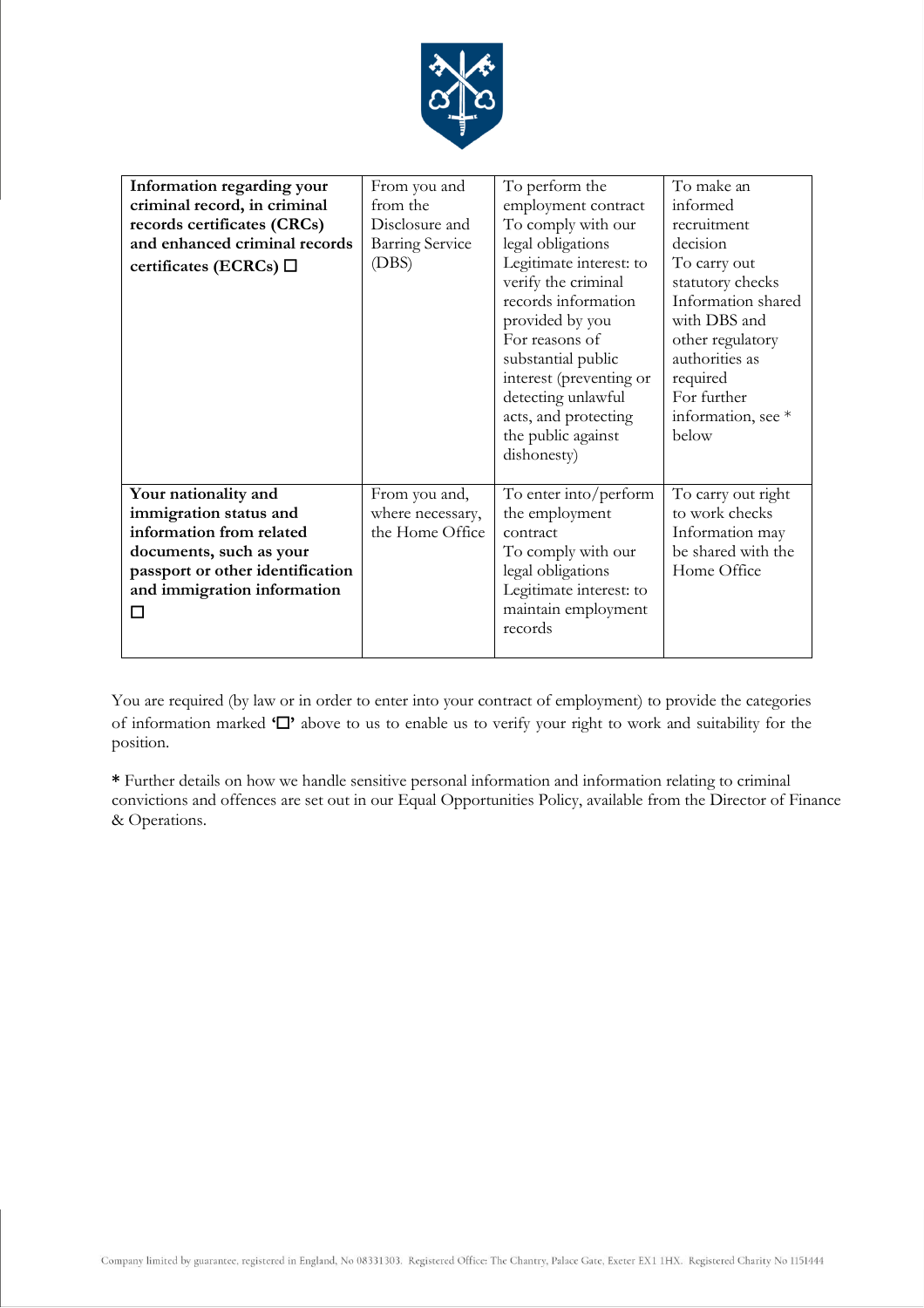| | | | |
|---|---|---|---|
| **Information regarding your criminal record, in criminal records certificates (CRCs) and enhanced criminal records certificates (ECRCs) ☐** | From you and from the Disclosure and Barring Service (DBS) | To perform the employment contract<br>To comply with our legal obligations<br>Legitimate interest: to verify the criminal records information provided by you<br>For reasons of substantial public interest (preventing or detecting unlawful acts, and protecting the public against dishonesty) | To make an informed recruitment decision<br>To carry out statutory checks<br>Information shared with DBS and other regulatory authorities as required<br>For further information, see * below |
| **Your nationality and immigration status and information from related documents, such as your passport or other identification and immigration information ☐** | From you and, where necessary, the Home Office | To enter into/perform the employment contract<br>To comply with our legal obligations<br>Legitimate interest: to maintain employment records | To carry out right to work checks<br>Information may be shared with the Home Office |

You are required (by law or in order to enter into your contract of employment) to provide the categories of information marked **'☐'** above to us to enable us to verify your right to work and suitability for the position.

* Further details on how we handle sensitive personal information and information relating to criminal convictions and offences are set out in our Equal Opportunities Policy, available from the Director of Finance & Operations.

Company limited by guarantee, registered in England, No 08331303. Registered Office: The Chantry, Palace Gate, Exeter EX1 1HX. Registered Charity No 1151444